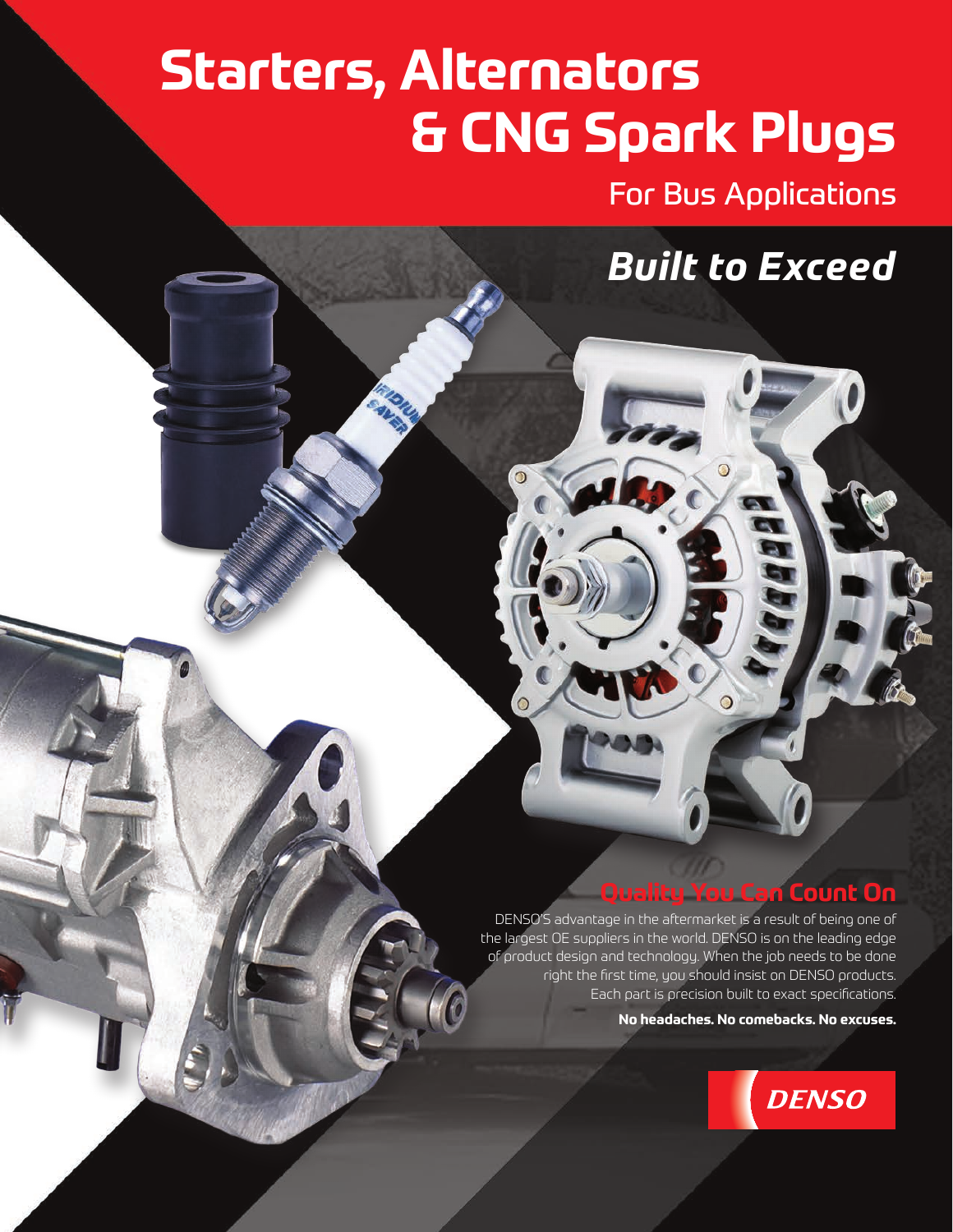# Starters, Alternators & CNG Spark Plugs

## For Bus Applications

## *Built to Exceed*

### Quality You Can Count On

DENSO'S advantage in the aftermarket is a result of being one of the largest OE suppliers in the world. DENSO is on the leading edge of product design and technology. When the job needs to be done right the first time, you should insist on DENSO products. Each part is precision built to exact specifications.

**No headaches. No comebacks. No excuses.**

DENSO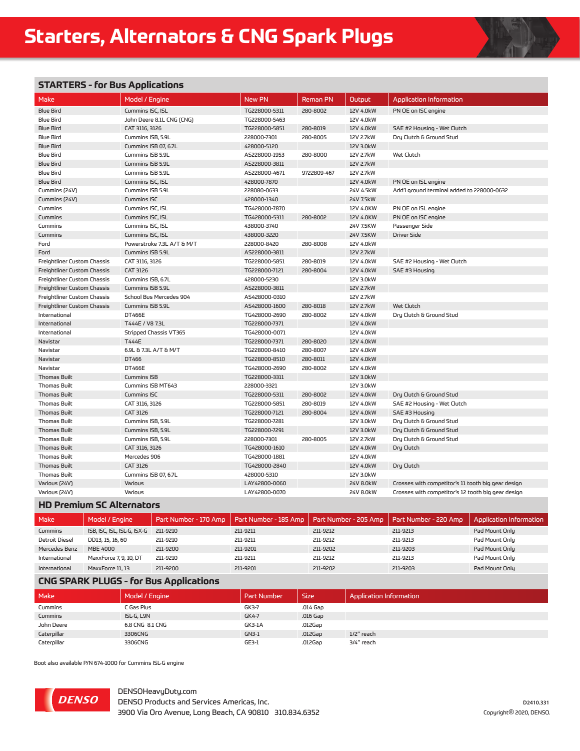# Starters, Alternators & CNG Spark Plugs

## STARTERS - for Bus Applications

| Make | Model / Engine | New PN | Reman PN | Output | Application Information |
|---|---|---|---|---|---|
| Blue Bird | Cummins ISC, ISL | TG228000-5311 | 280-8002 | 12V 4.0kW | PN OE on ISC engine |
| Blue Bird | John Deere 8.1L CNG (CNG) | TG228000-5463 | | 12V 4.0kW | |
| Blue Bird | CAT 3116, 3126 | TG228000-5851 | 280-8019 | 12V 4.0kW | SAE #2 Housing - Wet Clutch |
| Blue Bird | Cummins ISB, 5.9L | 228000-7301 | 280-8005 | 12V 2.7kW | Dry Clutch & Ground Stud |
| Blue Bird | Cummins ISB 07, 6.7L | 428000-5120 | | 12V 3.0kW | |
| Blue Bird | Cummins ISB 5.9L | AS228000-1953 | 280-8000 | 12V 2.7kW | Wet Clutch |
| Blue Bird | Cummins ISB 5.9L | AS228000-3811 | | 12V 2.7kW | |
| Blue Bird | Cummins ISB 5.9L | AS228000-4671 | 9722809-467 | 12V 2.7kW | |
| Blue Bird | Cummins ISC, ISL | 428000-7870 | | 12V 4.0kW | PN OE on ISL engine |
| Cummins (24V) | Cummins ISB 5.9L | 228080-0633 | | 24V 4.5kW | Add'l ground terminal added to 228000-0632 |
| Cummins (24V) | Cummins ISC | 428000-1340 | | 24V 7.5kW | |
| Cummins | Cummins ISC, ISL | TG428000-7870 | | 12V 4.0KW | PN OE on ISL engine |
| Cummins | Cummins ISC, ISL | TG428000-5311 | 280-8002 | 12V 4.0KW | PN OE on ISC engine |
| Cummins | Cummins ISC, ISL | 438000-3740 | | 24V 7.5KW | Passenger Side |
| Cummins | Cummins ISC, ISL | 438000-3220 | | 24V 7.5KW | Driver Side |
| Ford | Powerstroke 7.3L A/T & M/T | 228000-8420 | 280-8008 | 12V 4.0kW | |
| Ford | Cummins ISB 5.9L | AS228000-3811 | | 12V 2.7kW | |
| Freightliner Custom Chassis | CAT 3116, 3126 | TG228000-5851 | 280-8019 | 12V 4.0kW | SAE #2 Housing - Wet Clutch |
| Freightliner Custom Chassis | CAT 3126 | TG228000-7121 | 280-8004 | 12V 4.0kW | SAE #3 Housing |
| Freightliner Custom Chassis | Cummins ISB, 6.7L | 428000-5230 | | 12V 3.0kW | |
| Freightliner Custom Chassis | Cummins ISB 5.9L | AS228000-3811 | | 12V 2.7kW | |
| Freightliner Custom Chassis | School Bus Mercedes 904 | AS428000-0310 | | 12V 2.7kW | |
| Freightliner Custom Chassis | Cummins ISB 5.9L | AS428000-1600 | 280-8018 | 12V 2.7kW | Wet Clutch |
| International | DT466E | TG428000-2690 | 280-8002 | 12V 4.0kW | Dry Clutch & Ground Stud |
| International | T444E / V8 7.3L | TG228000-7371 | | 12V 4.0kW | |
| International | Stripped Chassis VT365 | TG428000-0071 | | 12V 4.0kW | |
| Navistar | T444E | TG228000-7371 | 280-8020 | 12V 4.0kW | |
| Navistar | 6.9L & 7.3L A/T & M/T | TG228000-8410 | 280-8007 | 12V 4.0kW | |
| Navistar | DT466 | TG228000-8510 | 280-8011 | 12V 4.0kW | |
| Navistar | DT466E | TG428000-2690 | 280-8002 | 12V 4.0kW | |
| Thomas Built | Cummins ISB | TG228000-3311 | | 12V 3.0kW | |
| Thomas Built | Cummins ISB MT643 | 228000-3321 | | 12V 3.0kW | |
| Thomas Built | Cummins ISC | TG228000-5311 | 280-8002 | 12V 4.0kW | Dry Clutch & Ground Stud |
| Thomas Built | CAT 3116, 3126 | TG228000-5851 | 280-8019 | 12V 4.0kW | SAE #2 Housing - Wet Clutch |
| Thomas Built | CAT 3126 | TG228000-7121 | 280-8004 | 12V 4.0kW | SAE #3 Housing |
| Thomas Built | Cummins ISB, 5.9L | TG228000-7281 | | 12V 3.0kW | Dry Clutch & Ground Stud |
| Thomas Built | Cummins ISB, 5.9L | TG228000-7291 | | 12V 3.0kW | Dry Clutch & Ground Stud |
| Thomas Built | Cummins ISB, 5.9L | 228000-7301 | 280-8005 | 12V 2.7kW | Dry Clutch & Ground Stud |
| Thomas Built | CAT 3116, 3126 | TG428000-1610 | | 12V 4.0kW | Dry Clutch |
| Thomas Built | Mercedes 906 | TG428000-1881 | | 12V 4.0kW | |
| Thomas Built | CAT 3126 | TG428000-2840 | | 12V 4.0kW | Dry Clutch |
| Thomas Built | Cummins ISB 07, 6.7L | 428000-5310 | | 12V 3.0kW | |
| Various (24V) | Various | LAY42800-0060 | | 24V 8.0kW | Crosses with competitor's 11 tooth big gear design |
| Various (24V) | Various | LAY42800-0070 | | 24V 8.0kW | Crosses with competitor's 12 tooth big gear design |

## HD Premium SC Alternators

| Make | Model / Engine | Part Number - 170 Amp | Part Number - 185 Amp | Part Number - 205 Amp | Part Number - 220 Amp | Application Information |
|---|---|---|---|---|---|---|
| Cummins | ISB, ISC, ISL, ISL-G, ISX-G | 211-9210 | 211-9211 | 211-9212 | 211-9213 | Pad Mount Only |
| Detroit Diesel | DD13, 15, 16, 60 | 211-9210 | 211-9211 | 211-9212 | 211-9213 | Pad Mount Only |
| Mercedes Benz | MBE 4000 | 211-9200 | 211-9201 | 211-9202 | 211-9203 | Pad Mount Only |
| International | MaxxForce 7, 9, 10, DT | 211-9210 | 211-9211 | 211-9212 | 211-9213 | Pad Mount Only |
| International | MaxxForce 11, 13 | 211-9200 | 211-9201 | 211-9202 | 211-9203 | Pad Mount Only |

## CNG SPARK PLUGS - for Bus Applications

| Make | Model / Engine | Part Number | Size | Application Information |
|---|---|---|---|---|
| Cummins | C Gas Plus | GK3-7 | .014 Gap | |
| Cummins | ISL-G, L9N | GK4-7 | .016 Gap | |
| John Deere | 6.8 CNG 8.1 CNG | GK3-1A | .012Gap | |
| Caterpillar | 3306CNG | GN3-1 | .012Gap | 1/2" reach |
| Caterpillar | 3306CNG | GE3-1 | .012Gap | 3/4" reach |

Boot also available P/N 674-1000 for Cummins ISL-G engine

DENSO

DENSOHeavyDuty.com
DENSO Products and Services Americas, Inc.
3900 Via Oro Avenue, Long Beach, CA 90810 310.834.6352

D2410.331
Copyright® 2020, DENSO.